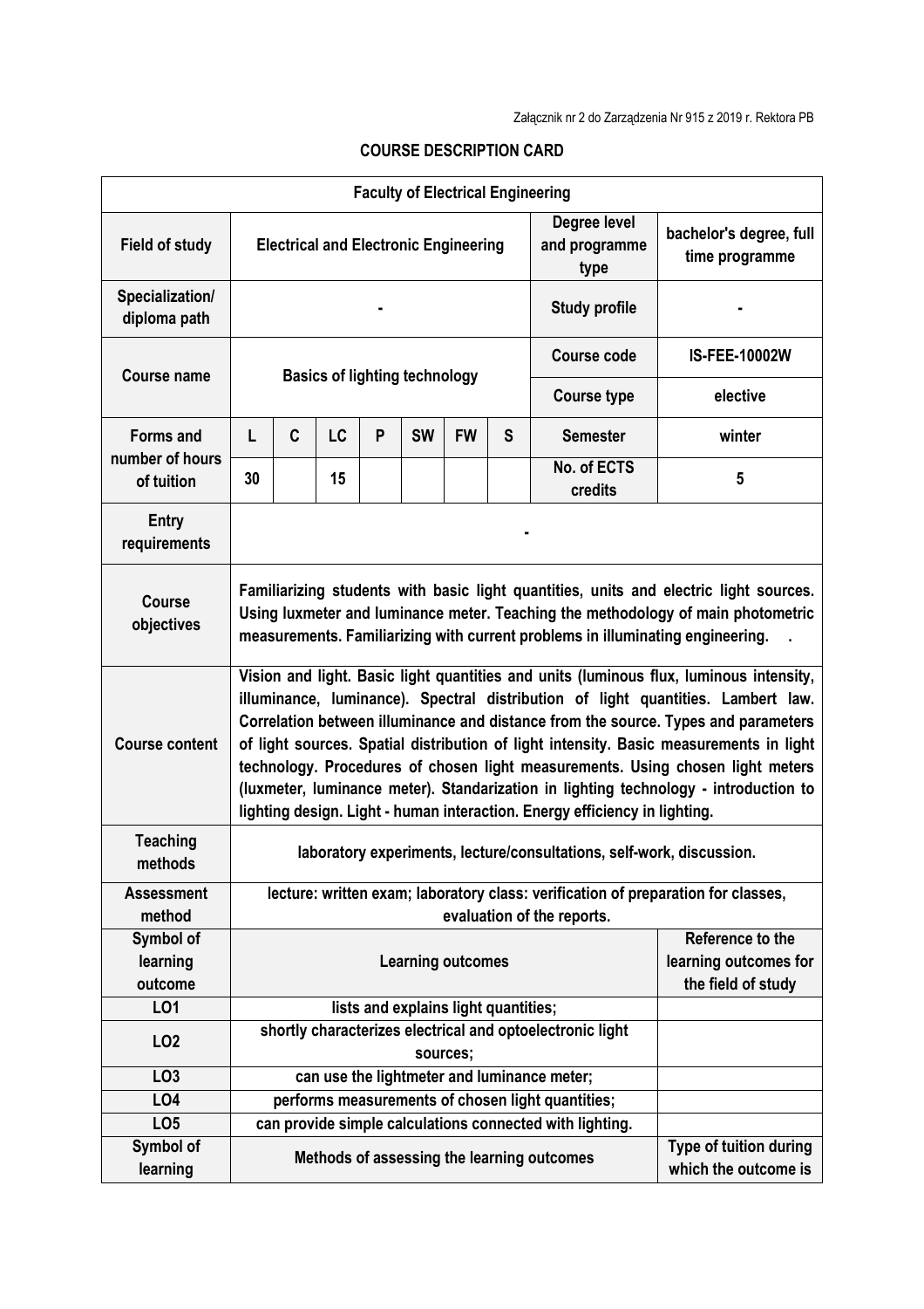Załącznik nr 2 do Zarządzenia Nr 915 z 2019 r. Rektora PB

# COURSE DESCRIPTION CARD

| **Faculty of Electrical Engineering** | | | | | | | | | |
|---|---|---|---|---|---|---|---|---|---|
| **Field of study** | **Electrical and Electronic Engineering** | | | | | | | **Degree level and programme type** | **bachelor's degree, full time programme** |
| **Specialization/ diploma path** | **-** | | | | | | | **Study profile** | **-** |
| **Course name** | **Basics of lighting technology** | | | | | | | **Course code** | **IS-FEE-10002W** |
| | | | | | | | | **Course type** | **elective** |
| **Forms and number of hours of tuition** | **L** | **C** | **LC** | **P** | **SW** | **FW** | **S** | **Semester** | **winter** |
| | **30** | | **15** | | | | | **No. of ECTS credits** | **5** |
| **Entry requirements** | **-** | | | | | | | | |
| **Course objectives** | **Familiarizing students with basic light quantities, units and electric light sources. Using luxmeter and luminance meter. Teaching the methodology of main photometric measurements. Familiarizing with current problems in illuminating engineering. .** | | | | | | | | |
| **Course content** | **Vision and light. Basic light quantities and units (luminous flux, luminous intensity, illuminance, luminance). Spectral distribution of light quantities. Lambert law. Correlation between illuminance and distance from the source. Types and parameters of light sources. Spatial distribution of light intensity. Basic measurements in light technology. Procedures of chosen light measurements. Using chosen light meters (luxmeter, luminance meter). Standarization in lighting technology - introduction to lighting design. Light - human interaction. Energy efficiency in lighting.** | | | | | | | | |
| **Teaching methods** | **laboratory experiments, lecture/consultations, self-work, discussion.** | | | | | | | | |
| **Assessment method** | **lecture: written exam; laboratory class: verification of preparation for classes, evaluation of the reports.** | | | | | | | | |
| **Symbol of learning outcome** | **Learning outcomes** | | | | | | | | **Reference to the learning outcomes for the field of study** |
| **LO1** | **lists and explains light quantities;** | | | | | | | | |
| **LO2** | **shortly characterizes electrical and optoelectronic light sources;** | | | | | | | | |
| **LO3** | **can use the lightmeter and luminance meter;** | | | | | | | | |
| **LO4** | **performs measurements of chosen light quantities;** | | | | | | | | |
| **LO5** | **can provide simple calculations connected with lighting.** | | | | | | | | |
| **Symbol of learning** | **Methods of assessing the learning outcomes** | | | | | | | | **Type of tuition during which the outcome is** |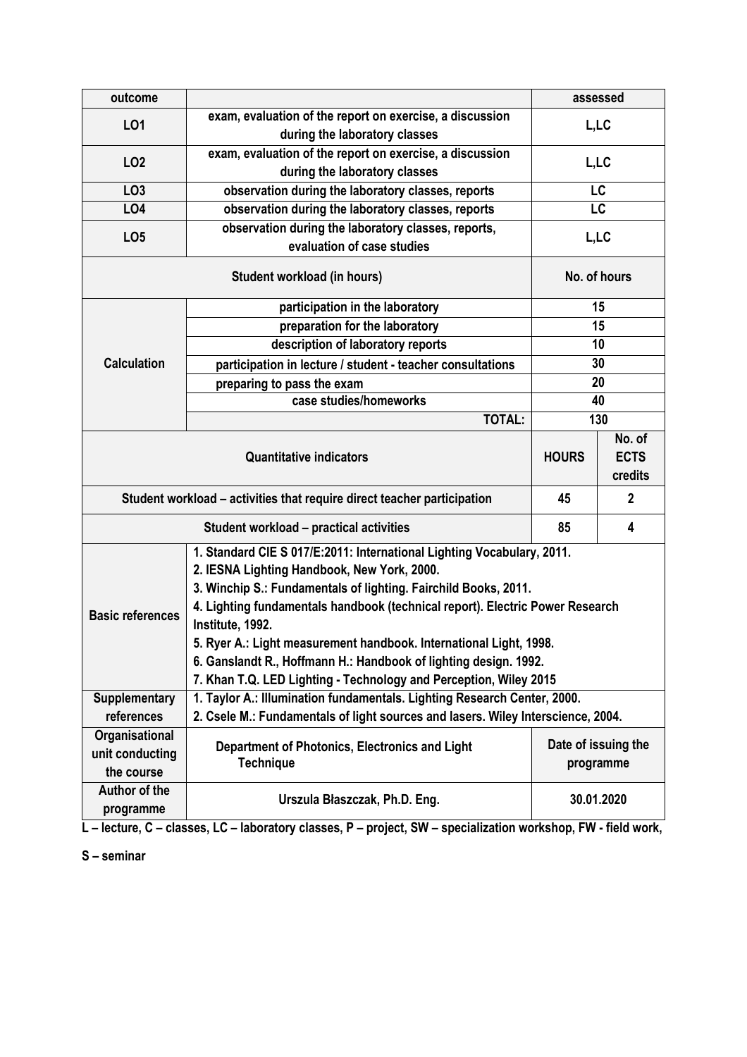| outcome | | assessed | |
|---|---|---|---|
| LO1 | exam, evaluation of the report on exercise, a discussion during the laboratory classes | L,LC | |
| LO2 | exam, evaluation of the report on exercise, a discussion during the laboratory classes | L,LC | |
| LO3 | observation during the laboratory classes, reports | LC | |
| LO4 | observation during the laboratory classes, reports | LC | |
| LO5 | observation during the laboratory classes, reports, evaluation of case studies | L,LC | |
| Student workload (in hours) | | No. of hours | |
| Calculation | participation in the laboratory | 15 | |
| | preparation for the laboratory | 15 | |
| | description of laboratory reports | 10 | |
| | participation in lecture / student - teacher consultations | 30 | |
| | preparing to pass the exam | 20 | |
| | case studies/homeworks | 40 | |
| | TOTAL: | 130 | |
| Quantitative indicators | | HOURS | No. of ECTS credits |
| Student workload – activities that require direct teacher participation | | 45 | 2 |
| Student workload – practical activities | | 85 | 4 |
| Basic references | 1. Standard CIE S 017/E:2011: International Lighting Vocabulary, 2011.<br>2. IESNA Lighting Handbook, New York, 2000.<br>3. Winchip S.: Fundamentals of lighting. Fairchild Books, 2011.<br>4. Lighting fundamentals handbook (technical report). Electric Power Research Institute, 1992.<br>5. Ryer A.: Light measurement handbook. International Light, 1998.<br>6. Ganslandt R., Hoffmann H.: Handbook of lighting design. 1992.<br>7. Khan T.Q. LED Lighting - Technology and Perception, Wiley 2015 | | |
| Supplementary references | 1. Taylor A.: Illumination fundamentals. Lighting Research Center, 2000.<br>2. Csele M.: Fundamentals of light sources and lasers. Wiley Interscience, 2004. | | |
| Organisational unit conducting the course | Department of Photonics, Electronics and Light Technique | Date of issuing the programme | |
| Author of the programme | Urszula Błaszczak, Ph.D. Eng. | 30.01.2020 | |

**L – lecture, C – classes, LC – laboratory classes, P – project, SW – specialization workshop, FW - field work, S – seminar**